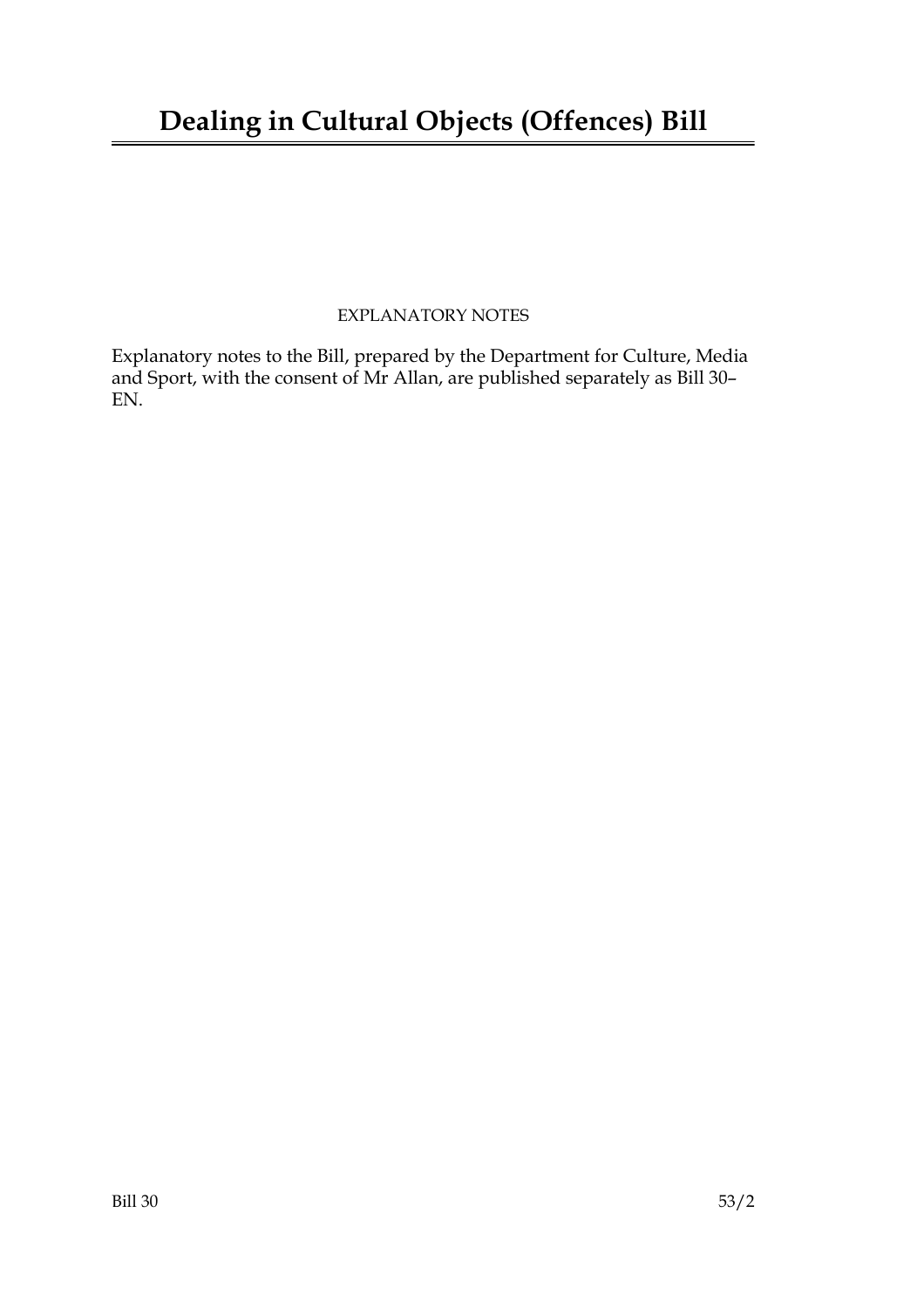# Dealing in Cultural Objects (Offences) Bill

EXPLANATORY NOTES

Explanatory notes to the Bill, prepared by the Department for Culture, Media and Sport, with the consent of Mr Allan, are published separately as Bill 30–EN.

Bill 30 53/2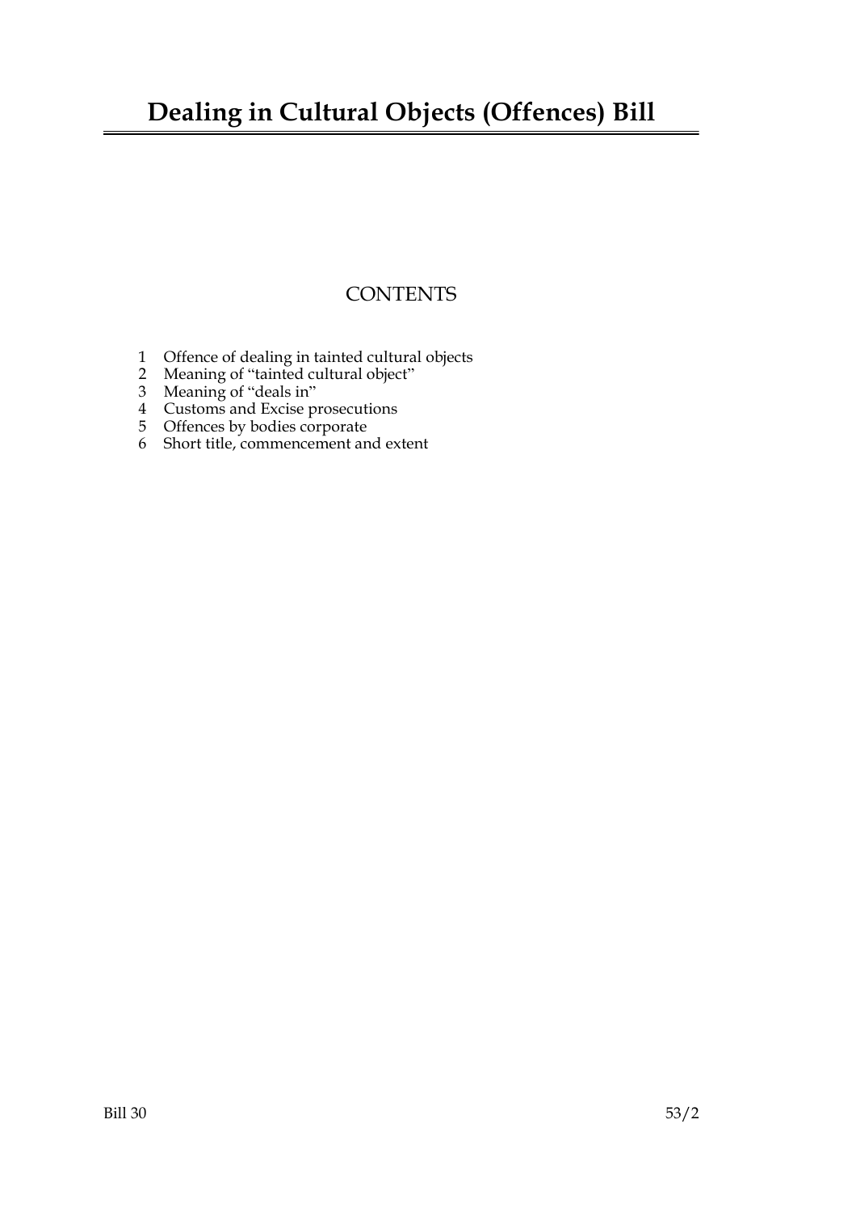# Dealing in Cultural Objects (Offences) Bill

## CONTENTS

1 Offence of dealing in tainted cultural objects
2 Meaning of "tainted cultural object"
3 Meaning of "deals in"
4 Customs and Excise prosecutions
5 Offences by bodies corporate
6 Short title, commencement and extent

Bill 30 53/2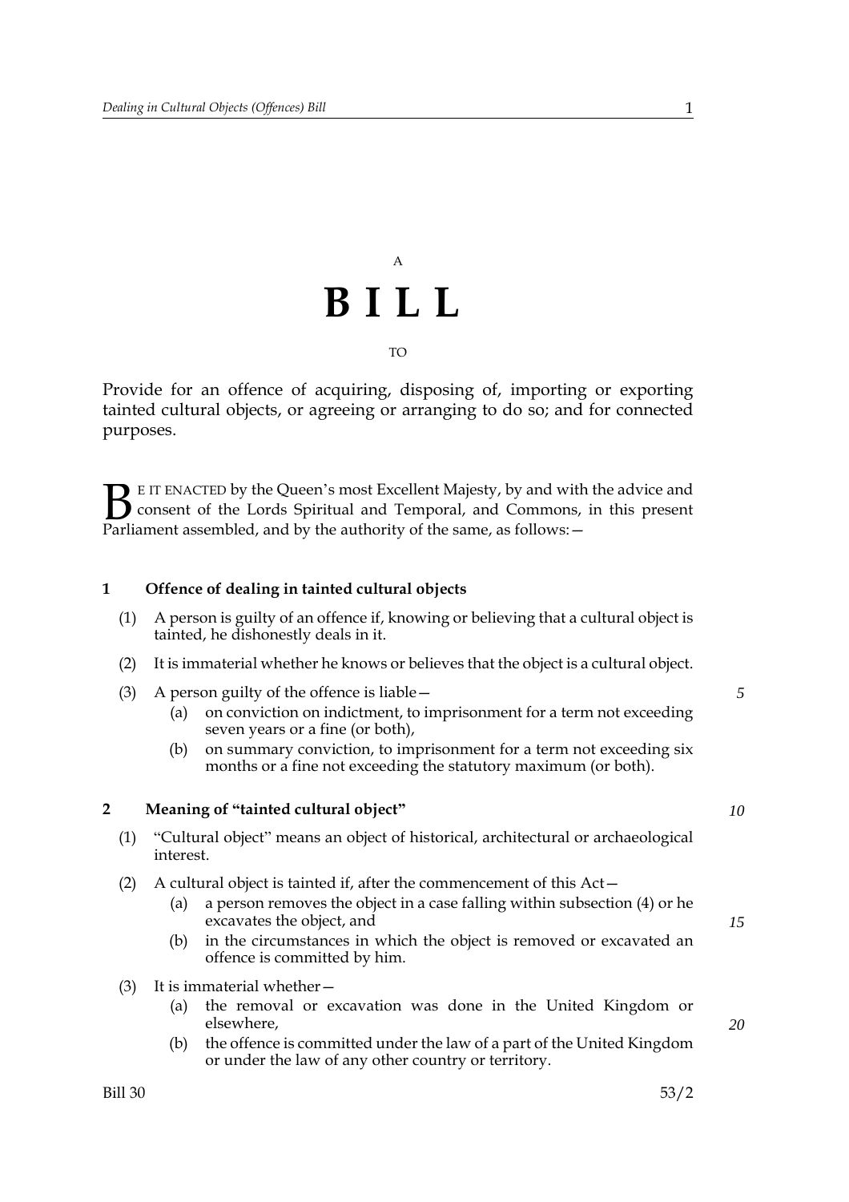A

# B I L L

TO

Provide for an offence of acquiring, disposing of, importing or exporting tainted cultural objects, or agreeing or arranging to do so; and for connected purposes.

BE IT ENACTED by the Queen's most Excellent Majesty, by and with the advice and consent of the Lords Spiritual and Temporal, and Commons, in this present Parliament assembled, and by the authority of the same, as follows:—

## 1 Offence of dealing in tainted cultural objects

(1) A person is guilty of an offence if, knowing or believing that a cultural object is tainted, he dishonestly deals in it.

(2) It is immaterial whether he knows or believes that the object is a cultural object.

(3) A person guilty of the offence is liable—

- (a) on conviction on indictment, to imprisonment for a term not exceeding seven years or a fine (or both),
- (b) on summary conviction, to imprisonment for a term not exceeding six months or a fine not exceeding the statutory maximum (or both).

## 2 Meaning of "tainted cultural object"

(1) "Cultural object" means an object of historical, architectural or archaeological interest.

(2) A cultural object is tainted if, after the commencement of this Act—

- (a) a person removes the object in a case falling within subsection (4) or he excavates the object, and
- (b) in the circumstances in which the object is removed or excavated an offence is committed by him.

(3) It is immaterial whether—

- (a) the removal or excavation was done in the United Kingdom or elsewhere,
- (b) the offence is committed under the law of a part of the United Kingdom or under the law of any other country or territory.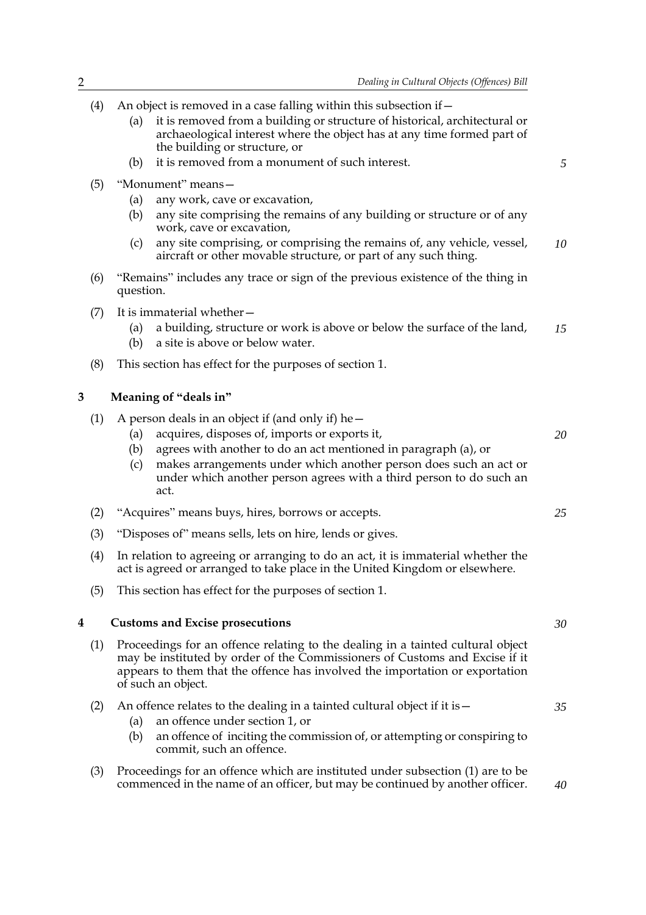(4) An object is removed in a case falling within this subsection if—

- (a) it is removed from a building or structure of historical, architectural or archaeological interest where the object has at any time formed part of the building or structure, or
- (b) it is removed from a monument of such interest.

(5) "Monument" means—

- (a) any work, cave or excavation,
- (b) any site comprising the remains of any building or structure or of any work, cave or excavation,
- (c) any site comprising, or comprising the remains of, any vehicle, vessel, aircraft or other movable structure, or part of any such thing.

(6) "Remains" includes any trace or sign of the previous existence of the thing in question.

(7) It is immaterial whether—

- (a) a building, structure or work is above or below the surface of the land,
- (b) a site is above or below water.

(8) This section has effect for the purposes of section 1.

### 3 Meaning of "deals in"

(1) A person deals in an object if (and only if) he—

- (a) acquires, disposes of, imports or exports it,
- (b) agrees with another to do an act mentioned in paragraph (a), or
- (c) makes arrangements under which another person does such an act or under which another person agrees with a third person to do such an act.

(2) "Acquires" means buys, hires, borrows or accepts.

(3) "Disposes of" means sells, lets on hire, lends or gives.

(4) In relation to agreeing or arranging to do an act, it is immaterial whether the act is agreed or arranged to take place in the United Kingdom or elsewhere.

(5) This section has effect for the purposes of section 1.

### 4 Customs and Excise prosecutions

(1) Proceedings for an offence relating to the dealing in a tainted cultural object may be instituted by order of the Commissioners of Customs and Excise if it appears to them that the offence has involved the importation or exportation of such an object.

(2) An offence relates to the dealing in a tainted cultural object if it is—

- (a) an offence under section 1, or
- (b) an offence of inciting the commission of, or attempting or conspiring to commit, such an offence.

(3) Proceedings for an offence which are instituted under subsection (1) are to be commenced in the name of an officer, but may be continued by another officer.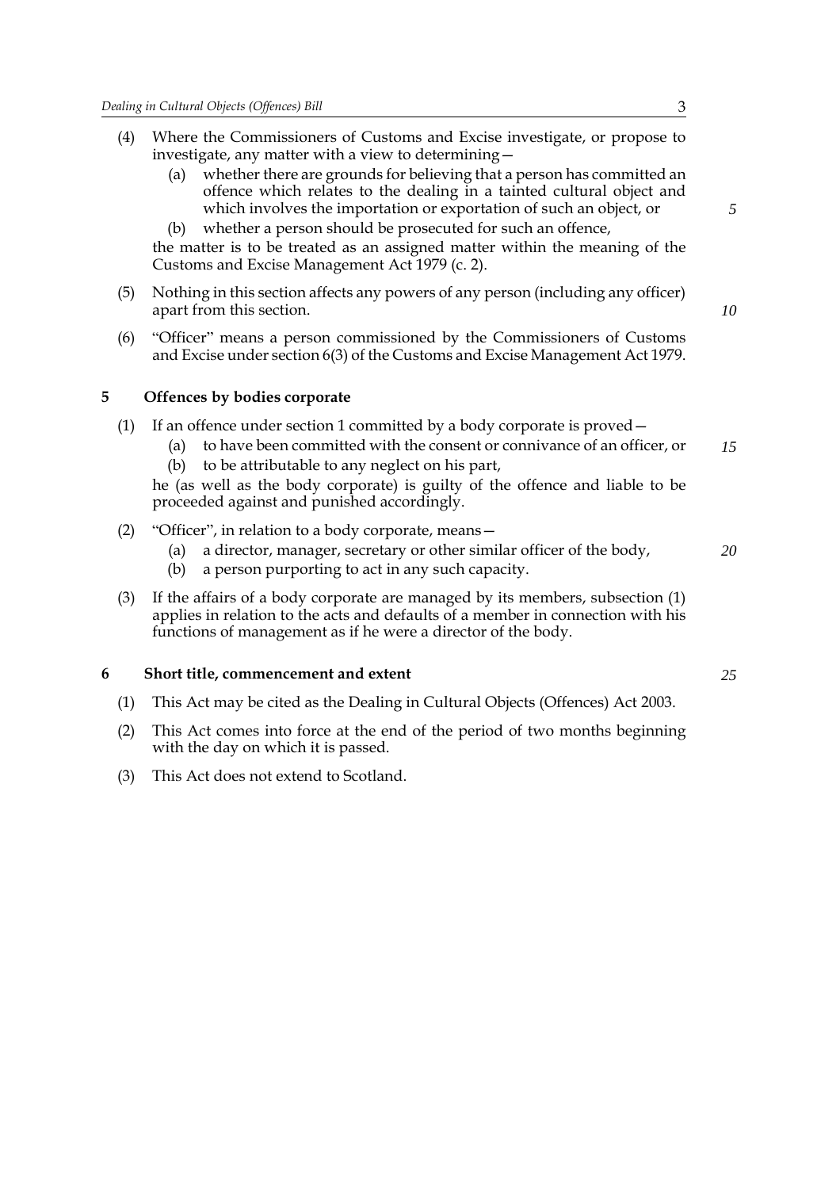(4) Where the Commissioners of Customs and Excise investigate, or propose to investigate, any matter with a view to determining—

  (a) whether there are grounds for believing that a person has committed an offence which relates to the dealing in a tainted cultural object and which involves the importation or exportation of such an object, or

  (b) whether a person should be prosecuted for such an offence,

the matter is to be treated as an assigned matter within the meaning of the Customs and Excise Management Act 1979 (c. 2).

(5) Nothing in this section affects any powers of any person (including any officer) apart from this section.

(6) "Officer" means a person commissioned by the Commissioners of Customs and Excise under section 6(3) of the Customs and Excise Management Act 1979.

## 5 Offences by bodies corporate

(1) If an offence under section 1 committed by a body corporate is proved—

  (a) to have been committed with the consent or connivance of an officer, or

  (b) to be attributable to any neglect on his part,

he (as well as the body corporate) is guilty of the offence and liable to be proceeded against and punished accordingly.

(2) "Officer", in relation to a body corporate, means—

  (a) a director, manager, secretary or other similar officer of the body,

  (b) a person purporting to act in any such capacity.

(3) If the affairs of a body corporate are managed by its members, subsection (1) applies in relation to the acts and defaults of a member in connection with his functions of management as if he were a director of the body.

## 6 Short title, commencement and extent

(1) This Act may be cited as the Dealing in Cultural Objects (Offences) Act 2003.

(2) This Act comes into force at the end of the period of two months beginning with the day on which it is passed.

(3) This Act does not extend to Scotland.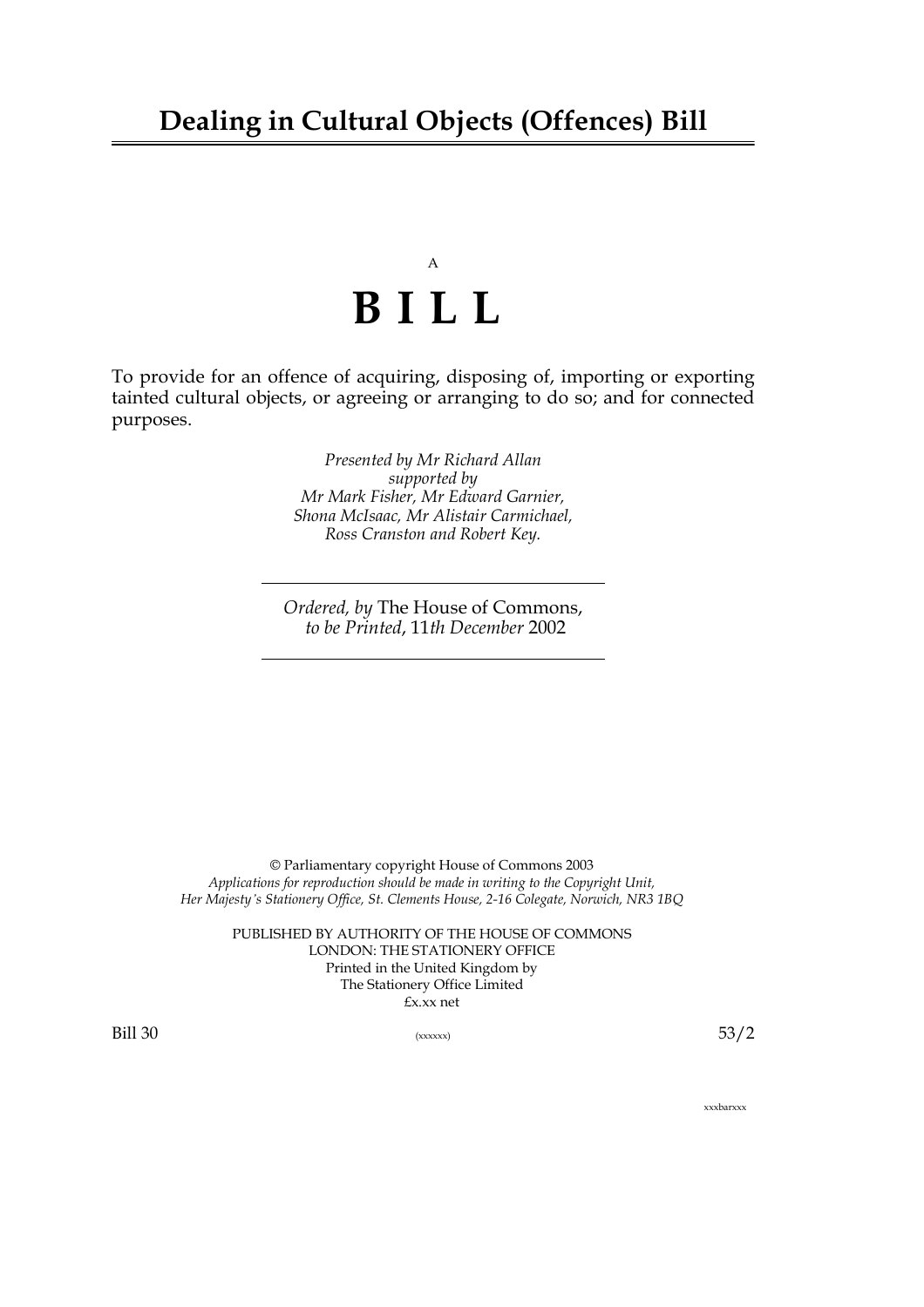# Dealing in Cultural Objects (Offences) Bill

A

# B I L L

To provide for an offence of acquiring, disposing of, importing or exporting tainted cultural objects, or agreeing or arranging to do so; and for connected purposes.

*Presented by Mr Richard Allan*
*supported by*
*Mr Mark Fisher, Mr Edward Garnier,*
*Shona McIsaac, Mr Alistair Carmichael,*
*Ross Cranston and Robert Key.*

---

*Ordered, by* The House of Commons,
*to be Printed*, 11*th December* 2002

---

© Parliamentary copyright House of Commons 2003
*Applications for reproduction should be made in writing to the Copyright Unit,*
*Her Majesty's Stationery Office, St. Clements House, 2-16 Colegate, Norwich, NR3 1BQ*

PUBLISHED BY AUTHORITY OF THE HOUSE OF COMMONS
LONDON: THE STATIONERY OFFICE
Printed in the United Kingdom by
The Stationery Office Limited
£x.xx net

Bill 30 (xxxxxx) 53/2

xxxbarxxx